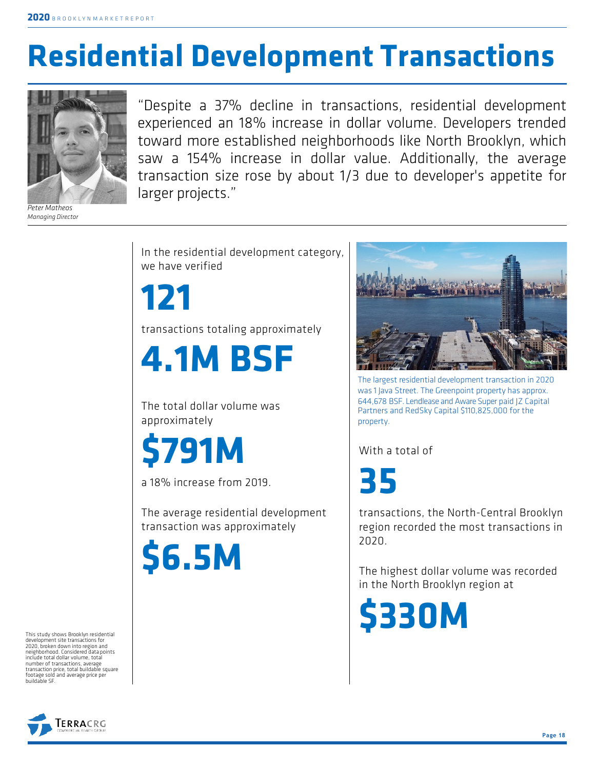# Residential Development Transactions

"Despite a 37% decline in transactions, residential development experienced an 18% increase in dollar volume. Developers trended toward more established neighborhoods like North Brooklyn, which saw a 154% increase in dollar value. Additionally, the average transaction size rose by about 1/3 due to developer's appetite for larger projects."

*Peter Matheos*
*Managing Director*

In the residential development category, we have verified

**121**

transactions totaling approximately

**4.1M BSF**

The total dollar volume was approximately

**$791M**

a 18% increase from 2019.

The average residential development transaction was approximately

**$6.5M**

The largest residential development transaction in 2020 was 1 Java Street. The Greenpoint property has approx. 644,678 BSF. Lendlease and Aware Super paid JZ Capital Partners and RedSky Capital $110,825,000 for the property.

With a total of

**35**

transactions, the North-Central Brooklyn region recorded the most transactions in 2020.

The highest dollar volume was recorded in the North Brooklyn region at

**$330M**

This study shows Brooklyn residential development site transactions for 2020, broken down into region and neighborhood. Considered data points include total dollar volume, total number of transactions, average transaction price, total buildable square footage sold and average price per buildable SF.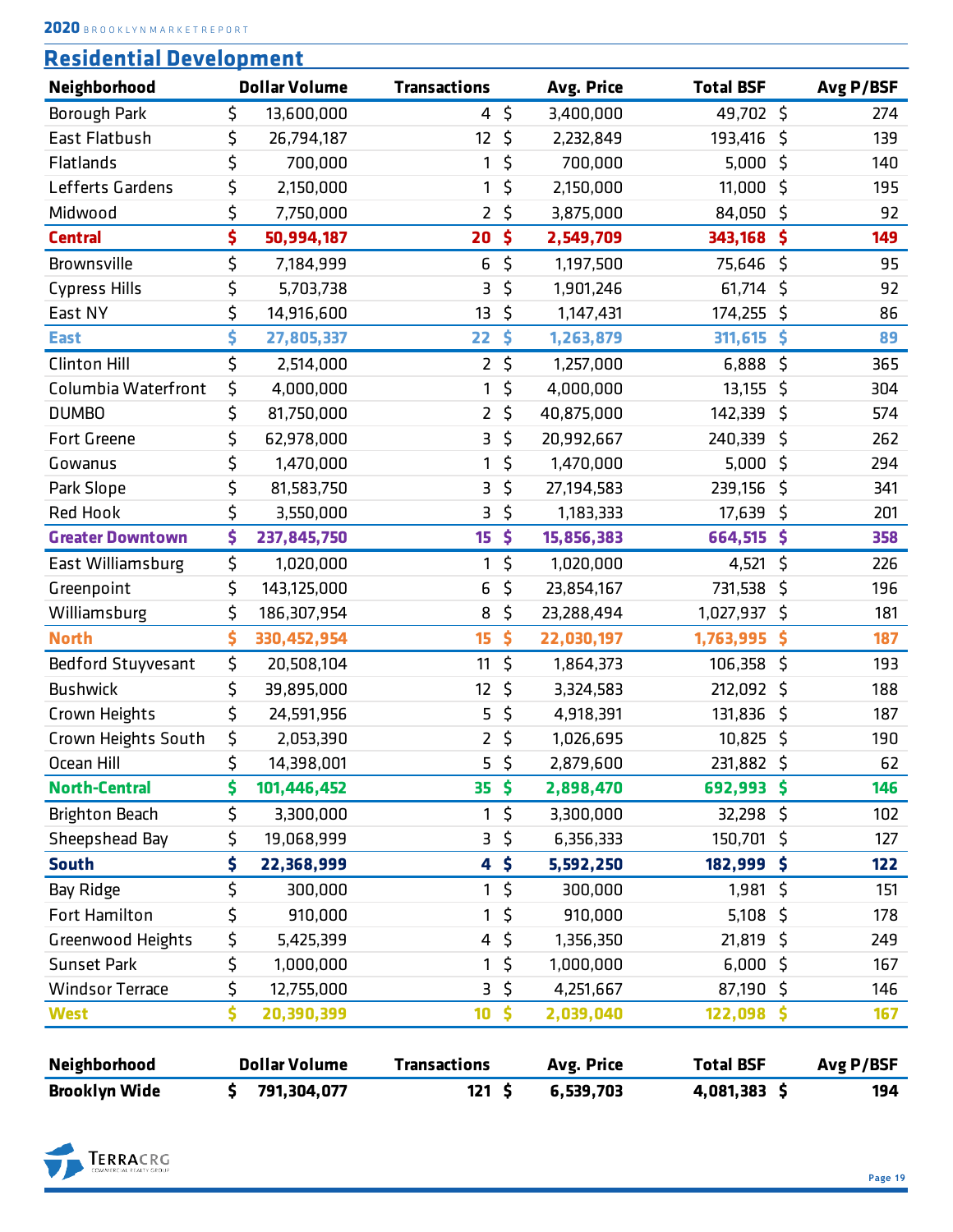## Residential Development

| Neighborhood | Dollar Volume | Transactions | Avg. Price | Total BSF | Avg P/BSF |
|---|---|---|---|---|---|
| Borough Park | $ 13,600,000 | 4 | $ 3,400,000 | 49,702 | $ 274 |
| East Flatbush | $ 26,794,187 | 12 | $ 2,232,849 | 193,416 | $ 139 |
| Flatlands | $ 700,000 | 1 | $ 700,000 | 5,000 | $ 140 |
| Lefferts Gardens | $ 2,150,000 | 1 | $ 2,150,000 | 11,000 | $ 195 |
| Midwood | $ 7,750,000 | 2 | $ 3,875,000 | 84,050 | $ 92 |
| **Central** | **$ 50,994,187** | **20** | **$ 2,549,709** | **343,168** | **$ 149** |
| Brownsville | $ 7,184,999 | 6 | $ 1,197,500 | 75,646 | $ 95 |
| Cypress Hills | $ 5,703,738 | 3 | $ 1,901,246 | 61,714 | $ 92 |
| East NY | $ 14,916,600 | 13 | $ 1,147,431 | 174,255 | $ 86 |
| **East** | **$ 27,805,337** | **22** | **$ 1,263,879** | **311,615** | **$ 89** |
| Clinton Hill | $ 2,514,000 | 2 | $ 1,257,000 | 6,888 | $ 365 |
| Columbia Waterfront | $ 4,000,000 | 1 | $ 4,000,000 | 13,155 | $ 304 |
| DUMBO | $ 81,750,000 | 2 | $ 40,875,000 | 142,339 | $ 574 |
| Fort Greene | $ 62,978,000 | 3 | $ 20,992,667 | 240,339 | $ 262 |
| Gowanus | $ 1,470,000 | 1 | $ 1,470,000 | 5,000 | $ 294 |
| Park Slope | $ 81,583,750 | 3 | $ 27,194,583 | 239,156 | $ 341 |
| Red Hook | $ 3,550,000 | 3 | $ 1,183,333 | 17,639 | $ 201 |
| **Greater Downtown** | **$ 237,845,750** | **15** | **$ 15,856,383** | **664,515** | **$ 358** |
| East Williamsburg | $ 1,020,000 | 1 | $ 1,020,000 | 4,521 | $ 226 |
| Greenpoint | $ 143,125,000 | 6 | $ 23,854,167 | 731,538 | $ 196 |
| Williamsburg | $ 186,307,954 | 8 | $ 23,288,494 | 1,027,937 | $ 181 |
| **North** | **$ 330,452,954** | **15** | **$ 22,030,197** | **1,763,995** | **$ 187** |
| Bedford Stuyvesant | $ 20,508,104 | 11 | $ 1,864,373 | 106,358 | $ 193 |
| Bushwick | $ 39,895,000 | 12 | $ 3,324,583 | 212,092 | $ 188 |
| Crown Heights | $ 24,591,956 | 5 | $ 4,918,391 | 131,836 | $ 187 |
| Crown Heights South | $ 2,053,390 | 2 | $ 1,026,695 | 10,825 | $ 190 |
| Ocean Hill | $ 14,398,001 | 5 | $ 2,879,600 | 231,882 | $ 62 |
| **North-Central** | **$ 101,446,452** | **35** | **$ 2,898,470** | **692,993** | **$ 146** |
| Brighton Beach | $ 3,300,000 | 1 | $ 3,300,000 | 32,298 | $ 102 |
| Sheepshead Bay | $ 19,068,999 | 3 | $ 6,356,333 | 150,701 | $ 127 |
| **South** | **$ 22,368,999** | **4** | **$ 5,592,250** | **182,999** | **$ 122** |
| Bay Ridge | $ 300,000 | 1 | $ 300,000 | 1,981 | $ 151 |
| Fort Hamilton | $ 910,000 | 1 | $ 910,000 | 5,108 | $ 178 |
| Greenwood Heights | $ 5,425,399 | 4 | $ 1,356,350 | 21,819 | $ 249 |
| Sunset Park | $ 1,000,000 | 1 | $ 1,000,000 | 6,000 | $ 167 |
| Windsor Terrace | $ 12,755,000 | 3 | $ 4,251,667 | 87,190 | $ 146 |
| **West** | **$ 20,390,399** | **10** | **$ 2,039,040** | **122,098** | **$ 167** |

| Neighborhood | Dollar Volume | Transactions | Avg. Price | Total BSF | Avg P/BSF |
|---|---|---|---|---|---|
| **Brooklyn Wide** | **$ 791,304,077** | **121** | **$ 6,539,703** | **4,081,383** | **$ 194** |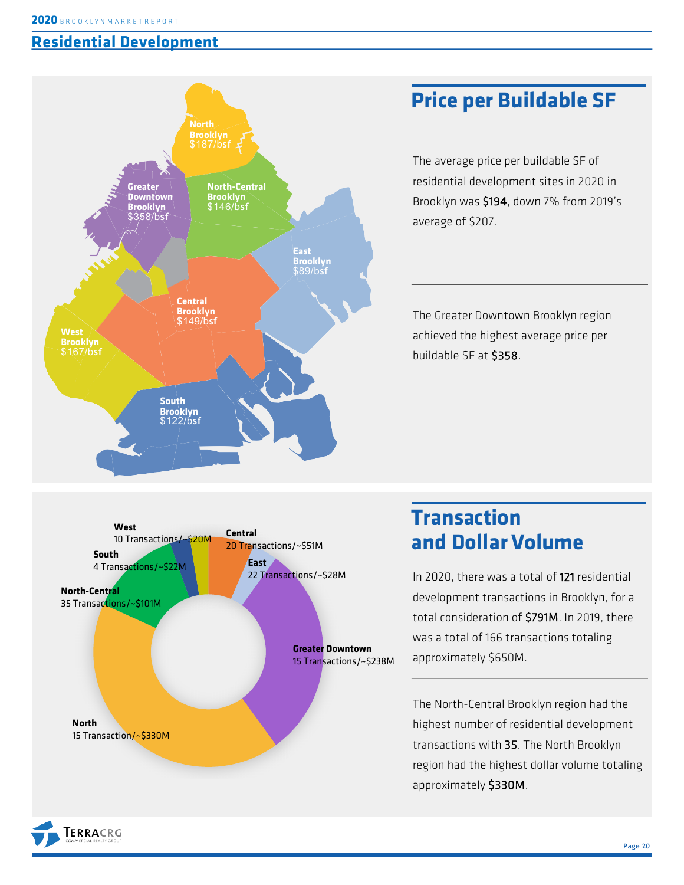## Residential Development

North Brooklyn $187/bsf

Greater Downtown Brooklyn $358/bsf

North-Central Brooklyn $146/bsf

East Brooklyn $89/bsf

Central Brooklyn $149/bsf

West Brooklyn $167/bsf

South Brooklyn $122/bsf

## Price per Buildable SF

The average price per buildable SF of residential development sites in 2020 in Brooklyn was **$194**, down 7% from 2019's average of $207.

The Greater Downtown Brooklyn region achieved the highest average price per buildable SF at **$358**.

**West**
10 Transactions/~$20M

**Central**
20 Transactions/~$51M

**South**
4 Transactions/~$22M

**East**
22 Transactions/~$28M

**North-Central**
35 Transactions/~$101M

**Greater Downtown**
15 Transactions/~$238M

**North**
15 Transaction/~$330M

## Transaction and Dollar Volume

In 2020, there was a total of **121** residential development transactions in Brooklyn, for a total consideration of **$791M**. In 2019, there was a total of 166 transactions totaling approximately $650M.

The North-Central Brooklyn region had the highest number of residential development transactions with **35**. The North Brooklyn region had the highest dollar volume totaling approximately **$330M**.